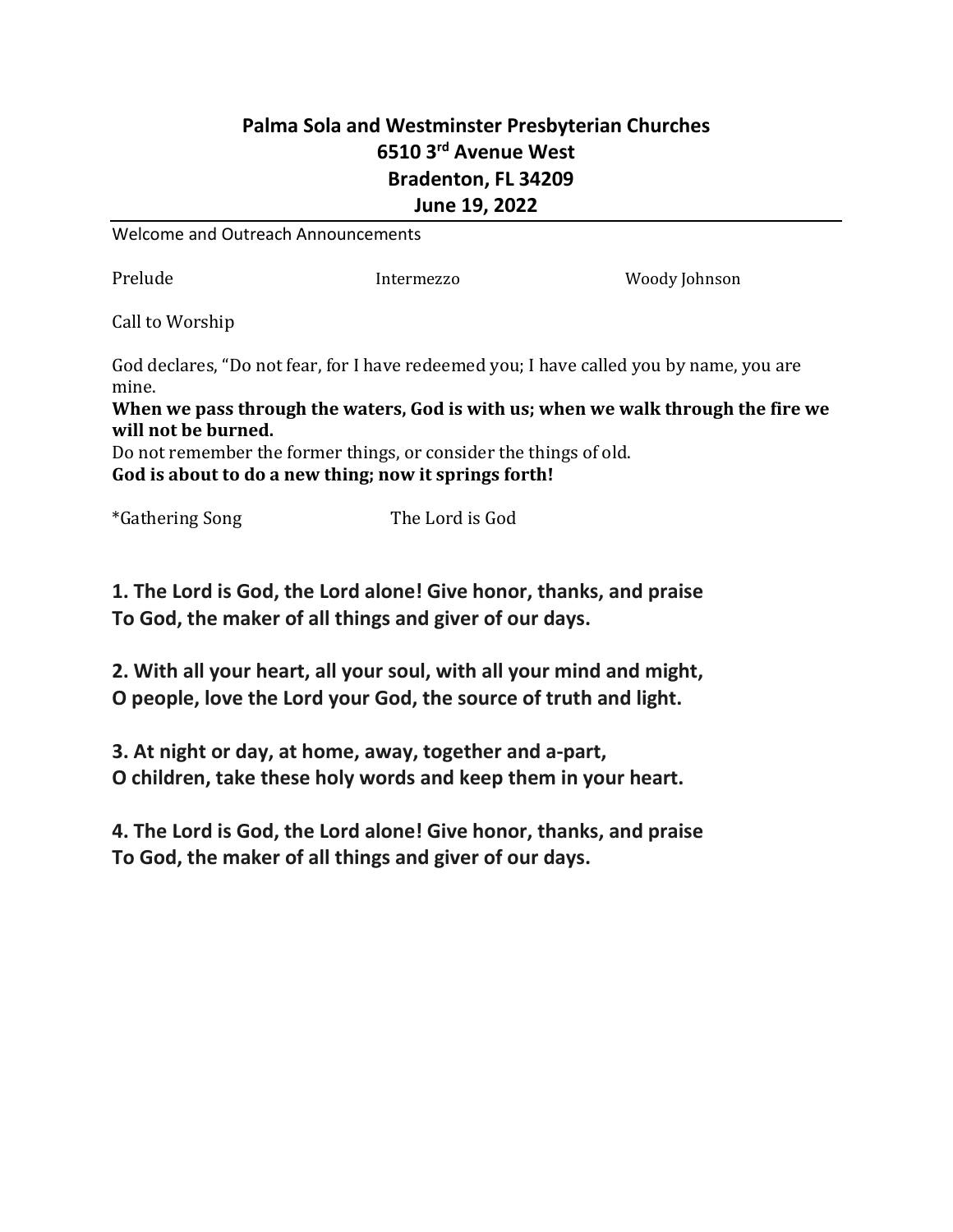**Palma Sola and Westminster Presbyterian Churches**
**6510 3rd Avenue West**
**Bradenton, FL 34209**
**June 19, 2022**

---

Welcome and Outreach Announcements

Prelude Intermezzo Woody Johnson

Call to Worship

God declares, "Do not fear, for I have redeemed you; I have called you by name, you are mine.
**When we pass through the waters, God is with us; when we walk through the fire we will not be burned.**
Do not remember the former things, or consider the things of old.
**God is about to do a new thing; now it springs forth!**

*Gathering Song The Lord is God

**1. The Lord is God, the Lord alone! Give honor, thanks, and praise**
**To God, the maker of all things and giver of our days.**

**2. With all your heart, all your soul, with all your mind and might,**
**O people, love the Lord your God, the source of truth and light.**

**3. At night or day, at home, away, together and a-part,**
**O children, take these holy words and keep them in your heart.**

**4. The Lord is God, the Lord alone! Give honor, thanks, and praise**
**To God, the maker of all things and giver of our days.**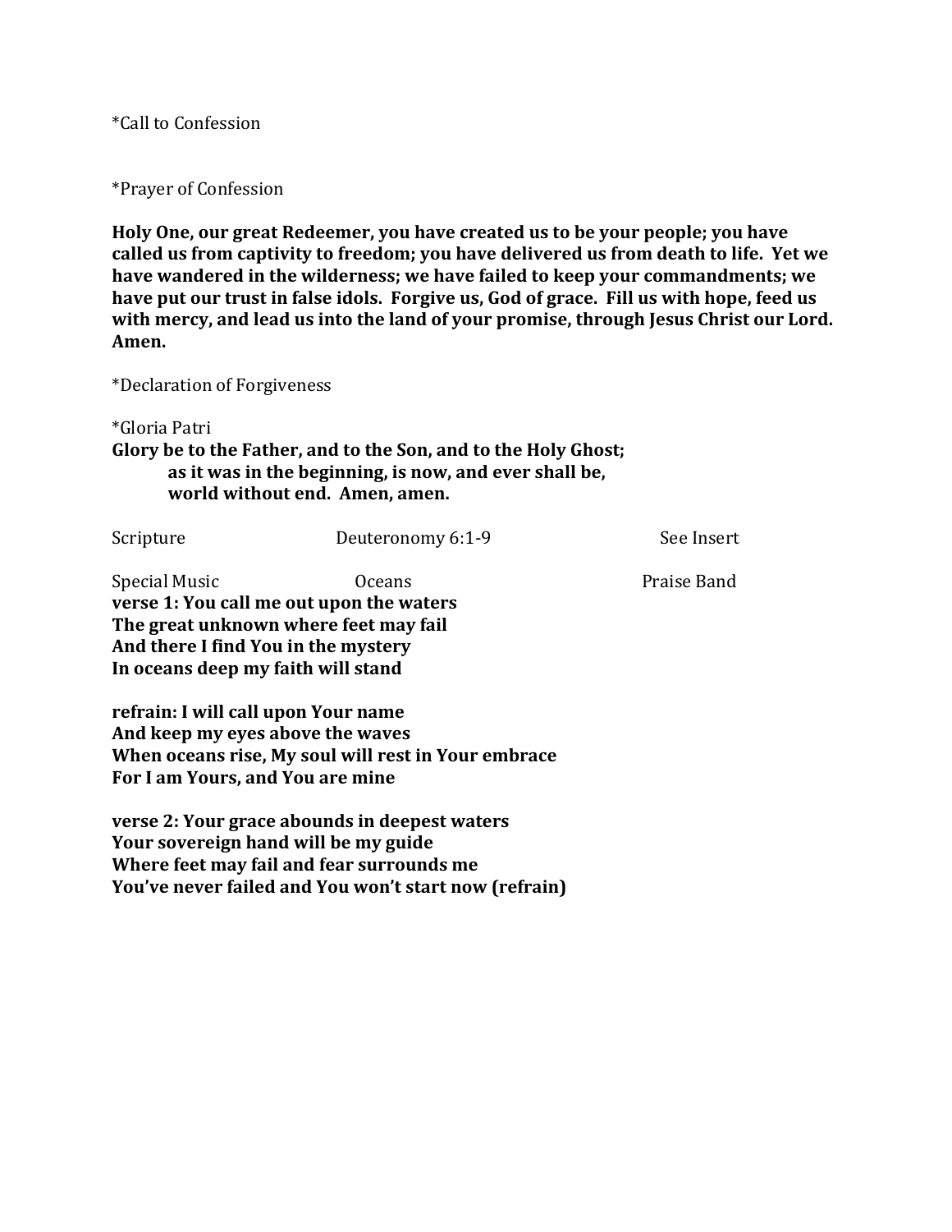*Call to Confession

*Prayer of Confession

**Holy One, our great Redeemer, you have created us to be your people; you have called us from captivity to freedom; you have delivered us from death to life. Yet we have wandered in the wilderness; we have failed to keep your commandments; we have put our trust in false idols. Forgive us, God of grace. Fill us with hope, feed us with mercy, and lead us into the land of your promise, through Jesus Christ our Lord. Amen.**

*Declaration of Forgiveness

*Gloria Patri
**Glory be to the Father, and to the Son, and to the Holy Ghost;**
**as it was in the beginning, is now, and ever shall be,**
**world without end. Amen, amen.**

Scripture Deuteronomy 6:1-9 See Insert

Special Music Oceans Praise Band
**verse 1: You call me out upon the waters**
**The great unknown where feet may fail**
**And there I find You in the mystery**
**In oceans deep my faith will stand**

**refrain: I will call upon Your name**
**And keep my eyes above the waves**
**When oceans rise, My soul will rest in Your embrace**
**For I am Yours, and You are mine**

**verse 2: Your grace abounds in deepest waters**
**Your sovereign hand will be my guide**
**Where feet may fail and fear surrounds me**
**You've never failed and You won't start now (refrain)**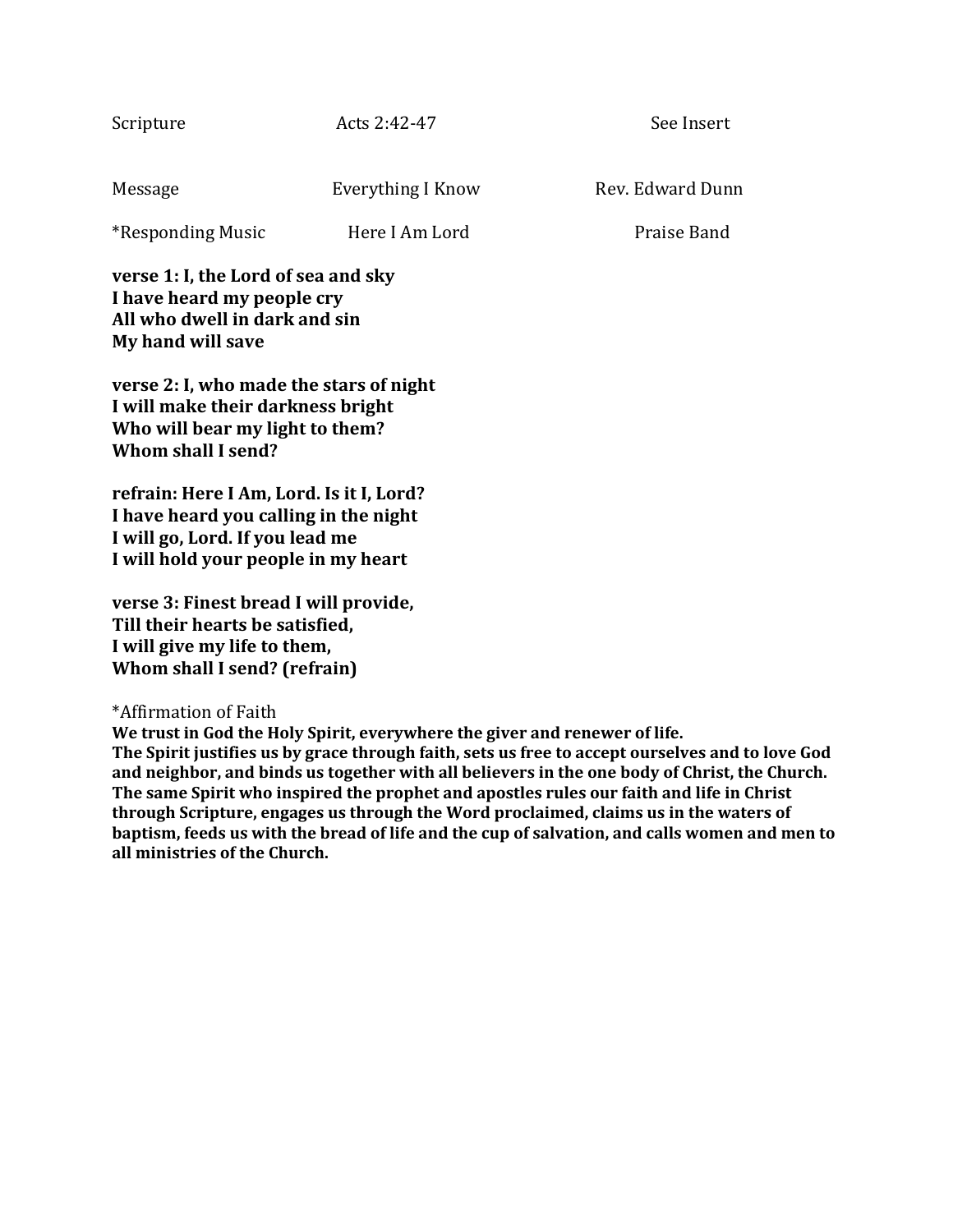Scripture | Acts 2:42-47 | See Insert

Message | Everything I Know | Rev. Edward Dunn

*Responding Music | Here I Am Lord | Praise Band

**verse 1: I, the Lord of sea and sky**
**I have heard my people cry**
**All who dwell in dark and sin**
**My hand will save**

**verse 2: I, who made the stars of night**
**I will make their darkness bright**
**Who will bear my light to them?**
**Whom shall I send?**

**refrain: Here I Am, Lord. Is it I, Lord?**
**I have heard you calling in the night**
**I will go, Lord. If you lead me**
**I will hold your people in my heart**

**verse 3: Finest bread I will provide,**
**Till their hearts be satisfied,**
**I will give my life to them,**
**Whom shall I send? (refrain)**

*Affirmation of Faith
**We trust in God the Holy Spirit, everywhere the giver and renewer of life.**
**The Spirit justifies us by grace through faith, sets us free to accept ourselves and to love God and neighbor, and binds us together with all believers in the one body of Christ, the Church.**
**The same Spirit who inspired the prophet and apostles rules our faith and life in Christ through Scripture, engages us through the Word proclaimed, claims us in the waters of baptism, feeds us with the bread of life and the cup of salvation, and calls women and men to all ministries of the Church.**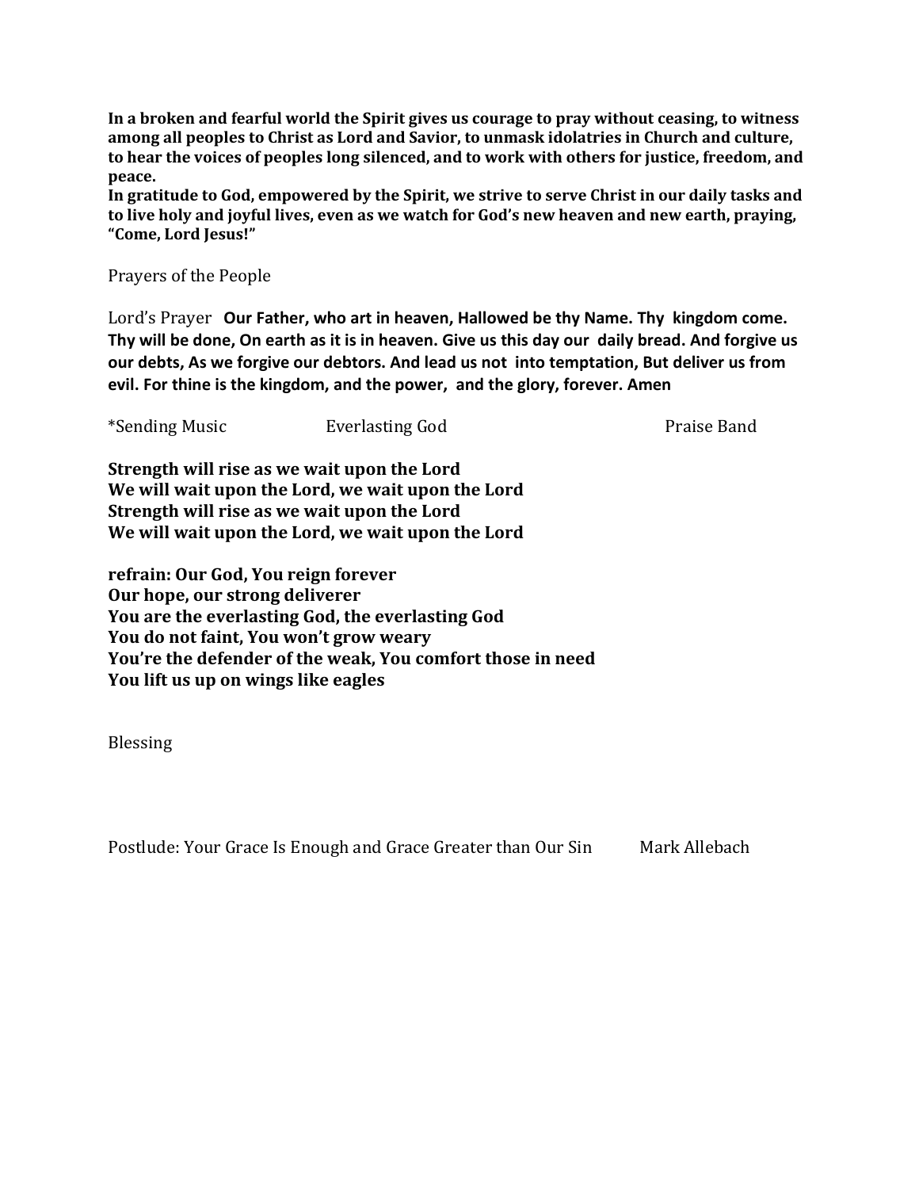**In a broken and fearful world the Spirit gives us courage to pray without ceasing, to witness among all peoples to Christ as Lord and Savior, to unmask idolatries in Church and culture, to hear the voices of peoples long silenced, and to work with others for justice, freedom, and peace.**
**In gratitude to God, empowered by the Spirit, we strive to serve Christ in our daily tasks and to live holy and joyful lives, even as we watch for God's new heaven and new earth, praying, "Come, Lord Jesus!"**

Prayers of the People

Lord's Prayer **Our Father, who art in heaven, Hallowed be thy Name. Thy kingdom come. Thy will be done, On earth as it is in heaven. Give us this day our daily bread. And forgive us our debts, As we forgive our debtors. And lead us not into temptation, But deliver us from evil. For thine is the kingdom, and the power, and the glory, forever. Amen**

*Sending Music Everlasting God Praise Band

**Strength will rise as we wait upon the Lord**
**We will wait upon the Lord, we wait upon the Lord**
**Strength will rise as we wait upon the Lord**
**We will wait upon the Lord, we wait upon the Lord**

**refrain: Our God, You reign forever**
**Our hope, our strong deliverer**
**You are the everlasting God, the everlasting God**
**You do not faint, You won't grow weary**
**You're the defender of the weak, You comfort those in need**
**You lift us up on wings like eagles**

Blessing

Postlude: Your Grace Is Enough and Grace Greater than Our Sin Mark Allebach